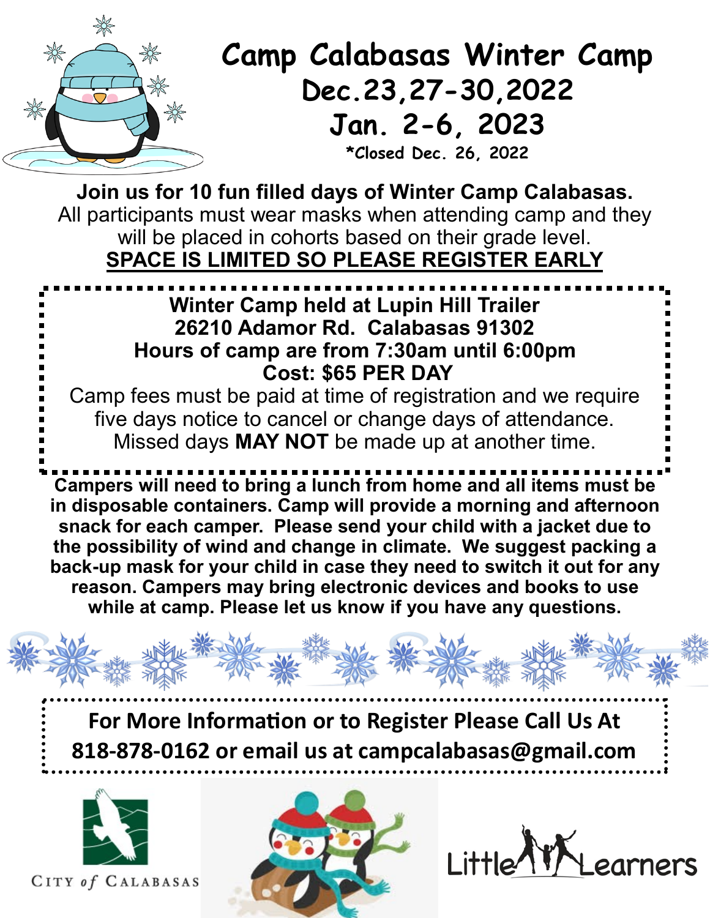# Camp Calabasas Winter Camp

## Dec.23,27-30,2022

## Jan. 2-6, 2023

**\*Closed Dec. 26, 2022**

**Join us for 10 fun filled days of Winter Camp Calabasas.**
All participants must wear masks when attending camp and they will be placed in cohorts based on their grade level.
**SPACE IS LIMITED SO PLEASE REGISTER EARLY**

**Winter Camp held at Lupin Hill Trailer**
**26210 Adamor Rd. Calabasas 91302**
**Hours of camp are from 7:30am until 6:00pm**
**Cost: $65 PER DAY**
Camp fees must be paid at time of registration and we require five days notice to cancel or change days of attendance. Missed days **MAY NOT** be made up at another time.

**Campers will need to bring a lunch from home and all items must be in disposable containers. Camp will provide a morning and afternoon snack for each camper. Please send your child with a jacket due to the possibility of wind and change in climate. We suggest packing a back-up mask for your child in case they need to switch it out for any reason. Campers may bring electronic devices and books to use while at camp. Please let us know if you have any questions.**

**For More Information or to Register Please Call Us At 818-878-0162 or email us at campcalabasas@gmail.com**

CITY of CALABASAS

Little Learners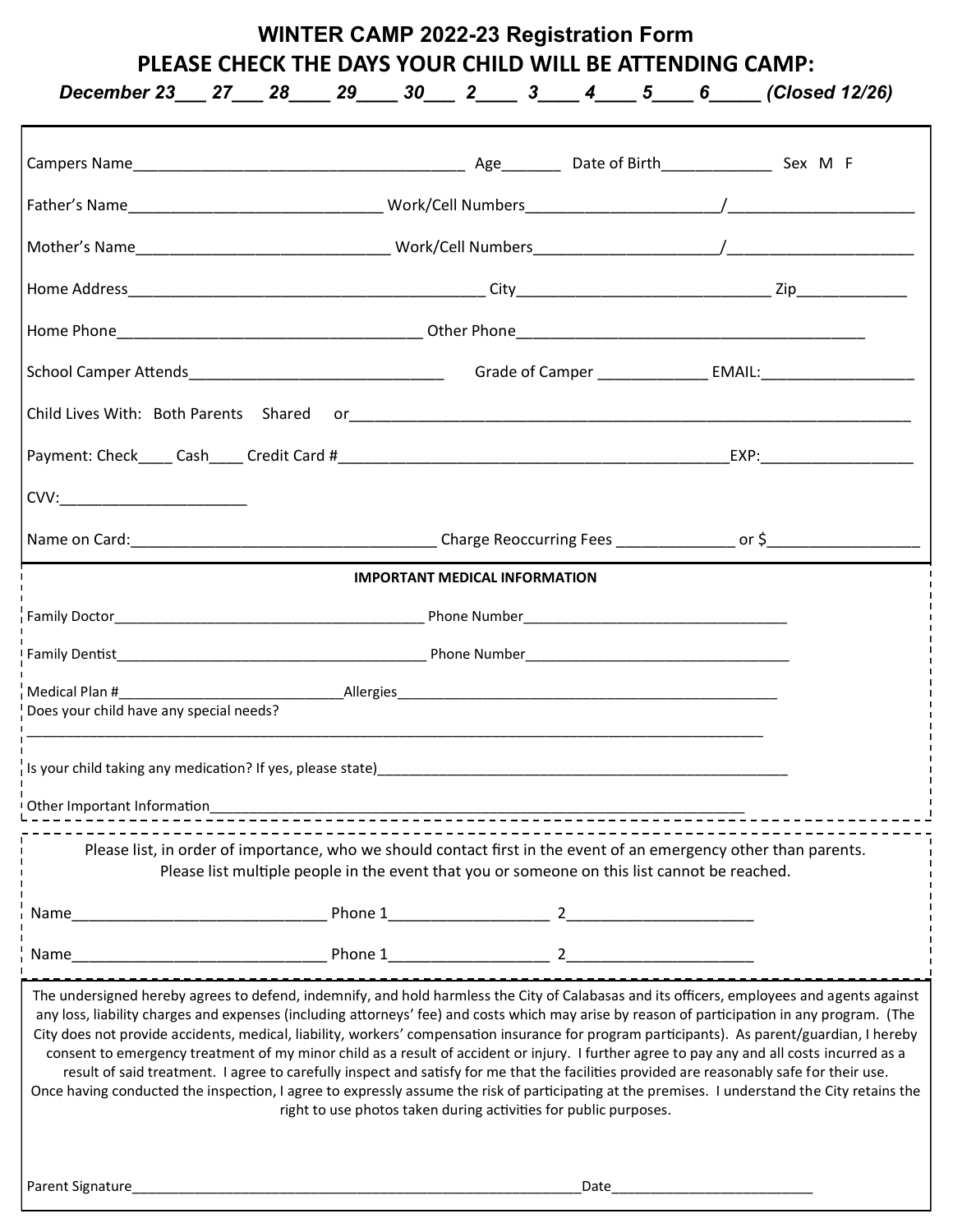# WINTER CAMP 2022-23 Registration Form

## PLEASE CHECK THE DAYS YOUR CHILD WILL BE ATTENDING CAMP:

***December 23___ 27___ 28____ 29____ 30___ 2____ 3____ 4____ 5____ 6_____ (Closed 12/26)***

Campers Name_______________________________________ Age_______ Date of Birth_____________ Sex M F

Father's Name______________________________ Work/Cell Numbers______________________/______________________

Mother's Name______________________________ Work/Cell Numbers______________________/______________________

Home Address__________________________________________ City______________________________ Zip_____________

Home Phone____________________________________ Other Phone__________________________________________

School Camper Attends______________________________ Grade of Camper _____________ EMAIL:__________________

Child Lives With: Both Parents Shared or__________________________________________________________________

Payment: Check____ Cash____ Credit Card #______________________________________________EXP:__________________

CVV:______________________

Name on Card:____________________________________ Charge Reoccurring Fees ______________ or $__________________

**IMPORTANT MEDICAL INFORMATION**

Family Doctor________________________________________ Phone Number___________________________________

Family Dentist________________________________________ Phone Number___________________________________

Medical Plan #_____________________________Allergies__________________________________________________

Does your child have any special needs?
__________________________________________________________________________________________________

Is your child taking any medication? If yes, please state)______________________________________________________

Other Important Information___________________________________________________________________________

Please list, in order of importance, who we should contact first in the event of an emergency other than parents. Please list multiple people in the event that you or someone on this list cannot be reached.

Name______________________________ Phone 1___________________ 2______________________

Name______________________________ Phone 1___________________ 2______________________

The undersigned hereby agrees to defend, indemnify, and hold harmless the City of Calabasas and its officers, employees and agents against any loss, liability charges and expenses (including attorneys' fee) and costs which may arise by reason of participation in any program. (The City does not provide accidents, medical, liability, workers' compensation insurance for program participants). As parent/guardian, I hereby consent to emergency treatment of my minor child as a result of accident or injury. I further agree to pay any and all costs incurred as a result of said treatment. I agree to carefully inspect and satisfy for me that the facilities provided are reasonably safe for their use. Once having conducted the inspection, I agree to expressly assume the risk of participating at the premises. I understand the City retains the right to use photos taken during activities for public purposes.

Parent Signature_______________________________________________________Date__________________________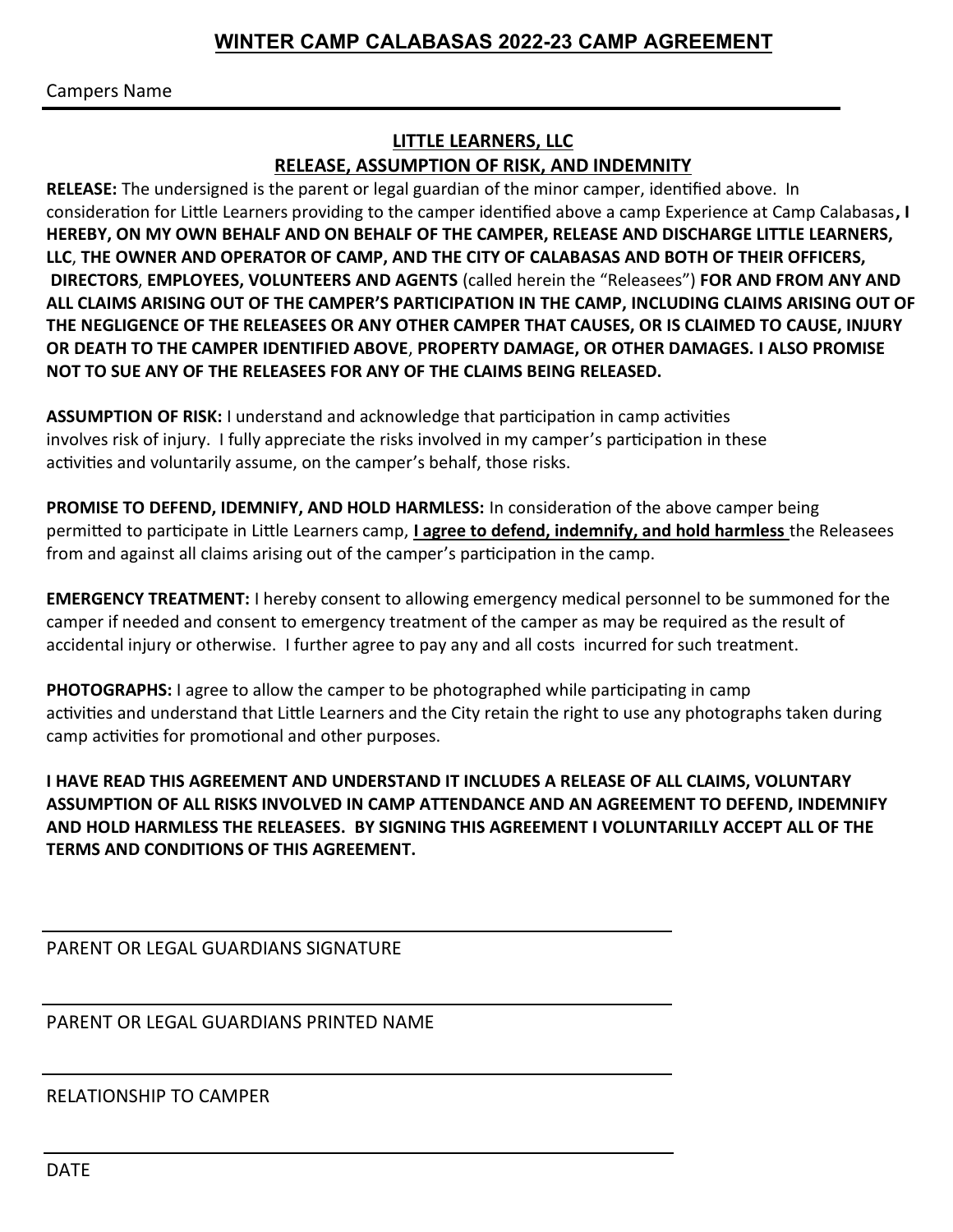# WINTER CAMP CALABASAS 2022-23 CAMP AGREEMENT

Campers Name

______________________________________________________________

## LITTLE LEARNERS, LLC
## RELEASE, ASSUMPTION OF RISK, AND INDEMNITY

**RELEASE:** The undersigned is the parent or legal guardian of the minor camper, identified above. In consideration for Little Learners providing to the camper identified above a camp Experience at Camp Calabasas**, I HEREBY, ON MY OWN BEHALF AND ON BEHALF OF THE CAMPER, RELEASE AND DISCHARGE LITTLE LEARNERS, LLC**, **THE OWNER AND OPERATOR OF CAMP, AND THE CITY OF CALABASAS AND BOTH OF THEIR OFFICERS, DIRECTORS**, **EMPLOYEES, VOLUNTEERS AND AGENTS** (called herein the "Releasees") **FOR AND FROM ANY AND ALL CLAIMS ARISING OUT OF THE CAMPER'S PARTICIPATION IN THE CAMP, INCLUDING CLAIMS ARISING OUT OF THE NEGLIGENCE OF THE RELEASEES OR ANY OTHER CAMPER THAT CAUSES, OR IS CLAIMED TO CAUSE, INJURY OR DEATH TO THE CAMPER IDENTIFIED ABOVE**, **PROPERTY DAMAGE, OR OTHER DAMAGES. I ALSO PROMISE NOT TO SUE ANY OF THE RELEASEES FOR ANY OF THE CLAIMS BEING RELEASED.**

**ASSUMPTION OF RISK:** I understand and acknowledge that participation in camp activities involves risk of injury. I fully appreciate the risks involved in my camper's participation in these activities and voluntarily assume, on the camper's behalf, those risks.

**PROMISE TO DEFEND, IDEMNIFY, AND HOLD HARMLESS:** In consideration of the above camper being permitted to participate in Little Learners camp, **I agree to defend, indemnify, and hold harmless** the Releasees from and against all claims arising out of the camper's participation in the camp.

**EMERGENCY TREATMENT:** I hereby consent to allowing emergency medical personnel to be summoned for the camper if needed and consent to emergency treatment of the camper as may be required as the result of accidental injury or otherwise. I further agree to pay any and all costs incurred for such treatment.

**PHOTOGRAPHS:** I agree to allow the camper to be photographed while participating in camp activities and understand that Little Learners and the City retain the right to use any photographs taken during camp activities for promotional and other purposes.

**I HAVE READ THIS AGREEMENT AND UNDERSTAND IT INCLUDES A RELEASE OF ALL CLAIMS, VOLUNTARY ASSUMPTION OF ALL RISKS INVOLVED IN CAMP ATTENDANCE AND AN AGREEMENT TO DEFEND, INDEMNIFY AND HOLD HARMLESS THE RELEASEES. BY SIGNING THIS AGREEMENT I VOLUNTARILLY ACCEPT ALL OF THE TERMS AND CONDITIONS OF THIS AGREEMENT.**

______________________________________________

PARENT OR LEGAL GUARDIANS SIGNATURE

______________________________________________

PARENT OR LEGAL GUARDIANS PRINTED NAME

______________________________________________

RELATIONSHIP TO CAMPER

______________________________________________

DATE